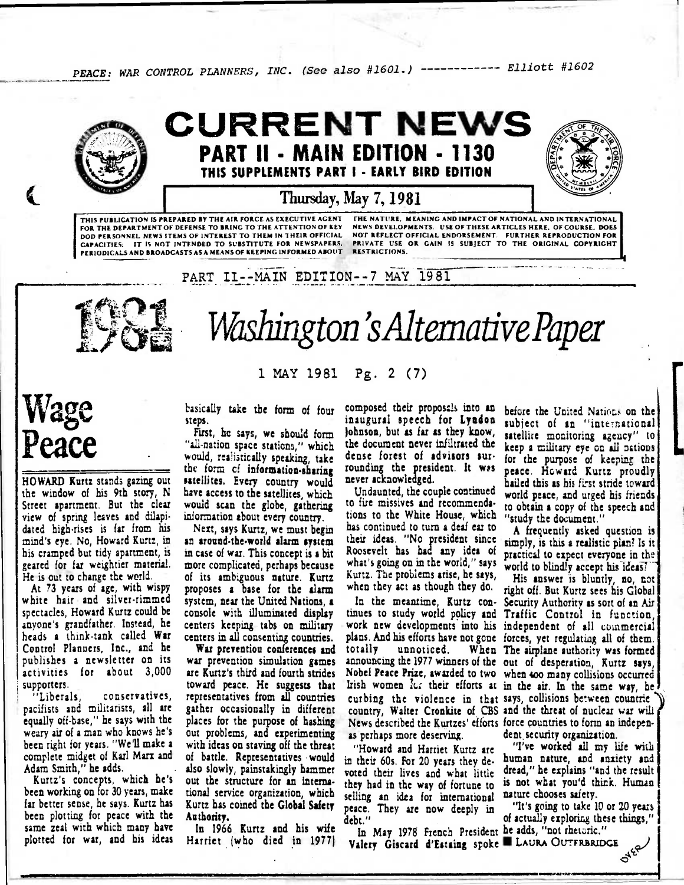PEACE: WAR CONTROL PLANNERS, INC. (See also #1601.) ------------ Elliott #1602

# CURRENT NEWS

## PART II - MAIN EDITION - 1130

### THIS SUPPLEMENTS PART I - EARLY BIRD EDITION

Thursday, May 7, 1981

THIS PUBLICATION IS PREPARED BY THE AIR FORCE AS EXECUTIVE AGENT FOR THE DEPARTMENT OF DEFENSE TO BRING TO THE ATTENTION OF KEY DOD PERSONNEL NEWS ITEMS OF INTEREST TO THEM IN THEIR OFFICIAL CAPACITIES. IT IS NOT INTENDED TO SUBSTITUTE FOR NEWSPAPERS, PERIODICALS AND BROADCASTS AS A MEANS OF KEEPING INFORMED ABOUT THE NATURE, MEANING AND IMPACT OF NATIONAL AND INTERNATIONAL NEWS DEVELOPMENTS. USE OF THESE ARTICLES HERE, OF COURSE, DOES NOT REFLECT OFFICIAL ENDORSEMENT. FURTHER REPRODUCTION FOR PRIVATE USE OR GAIN IS SUBJECT TO THE ORIGINAL COPYRIGHT RESTRICTIONS.

PART II--MAIN EDITION--7 MAY 1981

1981 *Washington's Alternative Paper*

1 MAY 1981 Pg. 2 (7)

# Wage Peace

HOWARD Kurtz stands gazing out the window of his 9th story, N Street apartment. But the clear view of spring leaves and dilapidated high-rises is far from his mind's eye. No, Howard Kurtz, in his cramped but tidy apartment, is geared for far weightier material. He is out to change the world.

At 73 years of age, with wispy white hair and silver-rimmed spectacles, Howard Kurtz could be anyone's grandfather. Instead, he heads a think-tank called War Control Planners, Inc., and he publishes a newsletter on its activities for about 3,000 supporters.

"Liberals, conservatives, pacifists and militarists, all are equally off-base," he says with the weary air of a man who knows he's been right for years. "We'll make a complete midget of Karl Marx and Adam Smith," he adds.

Kurtz's concepts, which he's been working on for 30 years, make far better sense, he says. Kurtz has been plotting for peace with the same zeal with which many have plotted for war, and his ideas basically take the form of four steps.

First, he says, we should form "all-nation space stations," which would, realistically speaking, take the form of information-sharing satellites. Every country would have access to the satellites, which would scan the globe, gathering information about every country.

Next, says Kurtz, we must begin an around-the-world alarm system in case of war. This concept is a bit more complicated, perhaps because of its ambiguous nature. Kurtz proposes a base for the alarm system, near the United Nations, a console with illuminated display centers keeping tabs on military centers in all consenting countries.

War prevention conferences and war prevention simulation games are Kurtz's third and fourth strides toward peace. He suggests that representatives from all countries gather occasionally in different places for the purpose of hashing out problems, and experimenting with ideas on staving off the threat of battle. Representatives would also slowly, painstakingly hammer out the structure for an international service organization, which Kurtz has coined the Global Safety Authority.

In 1966 Kurtz and his wife Harriet (who died in 1977) composed their proposals into an inaugural speech for Lyndon Johnson, but as far as they know, the document never infiltrated the dense forest of advisors surrounding the president. It was never acknowledged.

Undaunted, the couple continued to fire missives and recommendations to the White House, which has continued to turn a deaf ear to their ideas. "No president since Roosevelt has had any idea of what's going on in the world," says Kurtz. The problems arise, he says, when they act as though they do.

In the meantime, Kurtz continues to study world policy and work new developments into his plans. And his efforts have not gone totally unnoticed. When announcing the 1977 winners of the Nobel Peace Prize, awarded to two Irish women for their efforts at curbing the violence in that country, Walter Cronkite of CBS News described the Kurtzes' efforts as perhaps more deserving.

"Howard and Harriet Kurtz are in their 60s. For 20 years they devoted their lives and what little they had in the way of fortune to selling an idea for international peace. They are now deeply in debt."

In May 1978 French President Valery Giscard d'Estaing spoke before the United Nations on the subject of an "international satellite monitoring agency" to keep a military eye on all nations for the purpose of keeping the peace. Howard Kurtz proudly hailed this as his first stride toward world peace, and urged his friends to obtain a copy of the speech and "study the document."

A frequently asked question is simply, is this a realistic plan? Is it practical to expect everyone in the world to blindly accept his ideas?

His answer is bluntly, no, not right off. But Kurtz sees his Global Security Authority as sort of an Air Traffic Control in function, independent of all commercial forces, yet regulating all of them. The airplane authority was formed out of desperation, Kurtz says, when too many collisions occurred in the air. In the same way, he says, collisions between countries and the threat of nuclear war will force countries to form an independent security organization.

"I've worked all my life with human nature, and anxiety and dread," he explains "and the result is not what you'd think. Human nature chooses safety.

"It's going to take 10 or 20 years of actually exploring these things," he adds, "not rhetoric."

■ LAURA OUTERBRIDGE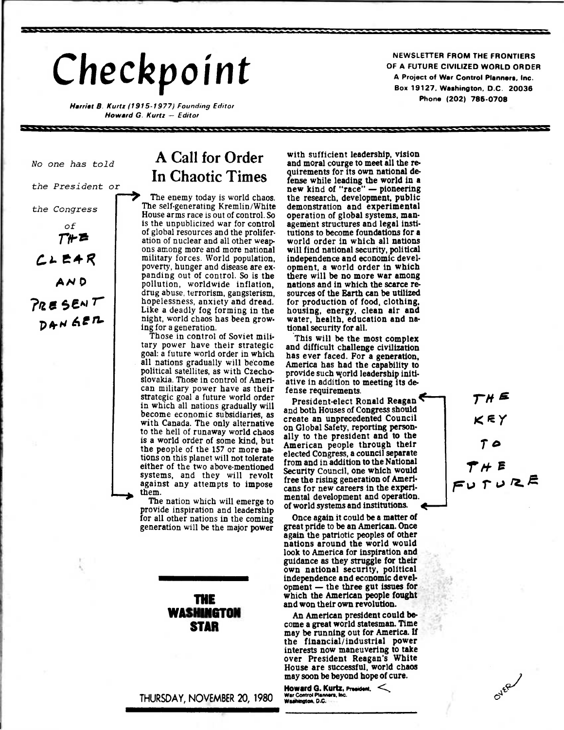# Checkpoint

*Harriet B. Kurtz (1915-1977) Founding Editor*
*Howard G. Kurtz — Editor*

NEWSLETTER FROM THE FRONTIERS OF A FUTURE CIVILIZED WORLD ORDER
A Project of War Control Planners, Inc.
Box 19127, Washington, D.C. 20036
Phone (202) 785-0708

*No one has told the President or the Congress of THE CLEAR AND PRESENT DANGER*

## A Call for Order In Chaotic Times

The enemy today is world chaos. The self-generating Kremlin/White House arms race is out of control. So is the unpublicized war for control of global resources and the proliferation of nuclear and all other weapons among more and more national military forces. World population, poverty, hunger and disease are expanding out of control. So is the pollution, worldwide inflation, drug abuse, terrorism, gangsterism, hopelessness, anxiety and dread. Like a deadly fog forming in the night, world chaos has been growing for a generation.

Those in control of Soviet military power have their strategic goal: a future world order in which all nations gradually will become political satellites, as with Czechoslovakia. Those in control of American military power have as their strategic goal a future world order in which all nations gradually will become economic subsidiaries, as with Canada. The only alternative to the hell of runaway world chaos is a world order of some kind, but the people of the 157 or more nations on this planet will not tolerate either of the two above-mentioned systems, and they will revolt against any attempts to impose them.

The nation which will emerge to provide inspiration and leadership for all other nations in the coming generation will be the major power with sufficient leadership, vision and moral courge to meet all the requirements for its own national defense while leading the world in a new kind of "race" — pioneering the research, development, public demonstration and experimental operation of global systems, management structures and legal institutions to become foundations for a world order in which all nations will find national security, political independence and economic development, a world order in which there will be no more war among nations and in which the scarce resources of the Earth can be utilized for production of food, clothing, housing, energy, clean air and water, health, education and national security for all.

This will be the most complex and difficult challenge civilization has ever faced. For a generation, America has had the capability to provide such world leadership initiative in addition to meeting its defense requirements.

*THE KEY TO THE FUTURE*

President-elect Ronald Reagan and both Houses of Congress should create an unprecedented Council on Global Safety, reporting personally to the president and to the American people through their elected Congress, a council separate from and in addition to the National Security Council, one which would free the rising generation of Americans for new careers in the experimental development and operation of world systems and institutions.

Once again it could be a matter of great pride to be an American. Once again the patriotic peoples of other nations around the world would look to America for inspiration and guidance as they struggle for their own national security, political independence and economic development — the three gut issues for which the American people fought and won their own revolution.

An American president could become a great world statesman. Time may be running out for America. If the financial/industrial power interests now maneuvering to take over President Reagan's White House are successful, world chaos may soon be beyond hope of cure.

**Howard G. Kurtz**, President,
War Control Planners, Inc.
Washington, D.C.

**THE WASHINGTON STAR**

THURSDAY, NOVEMBER 20, 1980

OVER